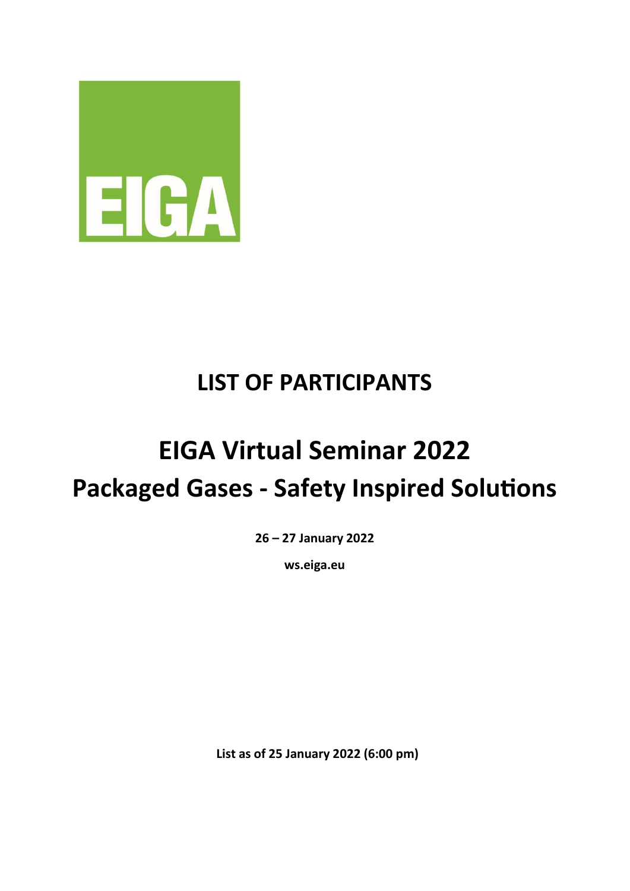EIGA

# LIST OF PARTICIPANTS

# EIGA Virtual Seminar 2022

## Packaged Gases - Safety Inspired Solutions

**26 – 27 January 2022**

**ws.eiga.eu**

**List as of 25 January 2022 (6:00 pm)**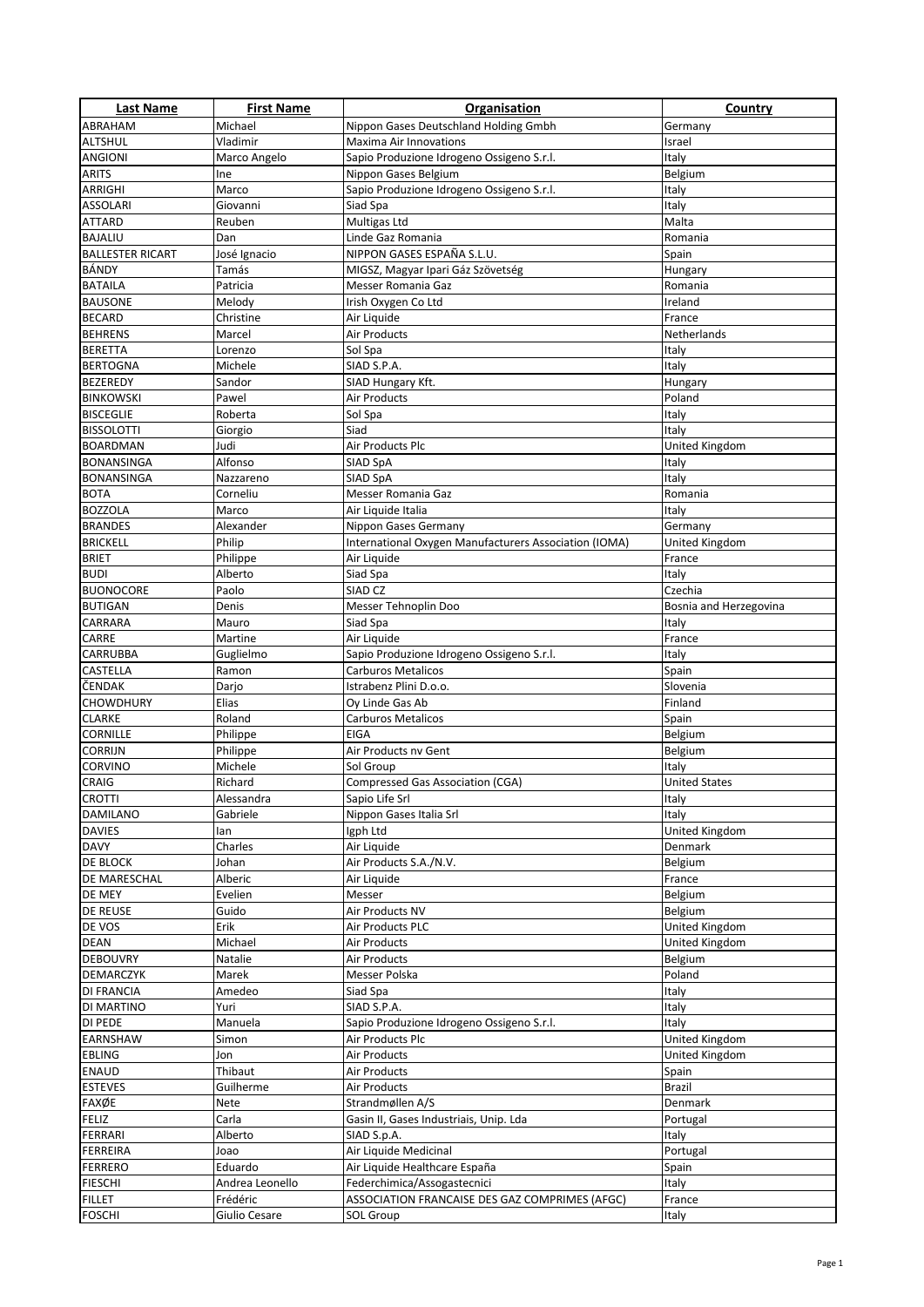| Last Name | First Name | Organisation | Country |
|---|---|---|---|
| ABRAHAM | Michael | Nippon Gases Deutschland Holding Gmbh | Germany |
| ALTSHUL | Vladimir | Maxima Air Innovations | Israel |
| ANGIONI | Marco Angelo | Sapio Produzione Idrogeno Ossigeno S.r.l. | Italy |
| ARITS | Ine | Nippon Gases Belgium | Belgium |
| ARRIGHI | Marco | Sapio Produzione Idrogeno Ossigeno S.r.l. | Italy |
| ASSOLARI | Giovanni | Siad Spa | Italy |
| ATTARD | Reuben | Multigas Ltd | Malta |
| BAJALIU | Dan | Linde Gaz Romania | Romania |
| BALLESTER RICART | José Ignacio | NIPPON GASES ESPAÑA S.L.U. | Spain |
| BÁNDY | Tamás | MIGSZ, Magyar Ipari Gáz Szövetség | Hungary |
| BATAILA | Patricia | Messer Romania Gaz | Romania |
| BAUSONE | Melody | Irish Oxygen Co Ltd | Ireland |
| BECARD | Christine | Air Liquide | France |
| BEHRENS | Marcel | Air Products | Netherlands |
| BERETTA | Lorenzo | Sol Spa | Italy |
| BERTOGNA | Michele | SIAD S.P.A. | Italy |
| BEZEREDY | Sandor | SIAD Hungary Kft. | Hungary |
| BINKOWSKI | Pawel | Air Products | Poland |
| BISCEGLIE | Roberta | Sol Spa | Italy |
| BISSOLOTTI | Giorgio | Siad | Italy |
| BOARDMAN | Judi | Air Products Plc | United Kingdom |
| BONANSINGA | Alfonso | SIAD SpA | Italy |
| BONANSINGA | Nazzareno | SIAD SpA | Italy |
| BOTA | Corneliu | Messer Romania Gaz | Romania |
| BOZZOLA | Marco | Air Liquide Italia | Italy |
| BRANDES | Alexander | Nippon Gases Germany | Germany |
| BRICKELL | Philip | International Oxygen Manufacturers Association (IOMA) | United Kingdom |
| BRIET | Philippe | Air Liquide | France |
| BUDI | Alberto | Siad Spa | Italy |
| BUONOCORE | Paolo | SIAD CZ | Czechia |
| BUTIGAN | Denis | Messer Tehnoplin Doo | Bosnia and Herzegovina |
| CARRARA | Mauro | Siad Spa | Italy |
| CARRE | Martine | Air Liquide | France |
| CARRUBBA | Guglielmo | Sapio Produzione Idrogeno Ossigeno S.r.l. | Italy |
| CASTELLA | Ramon | Carburos Metalicos | Spain |
| ČENDAK | Darjo | Istrabenz Plini D.o.o. | Slovenia |
| CHOWDHURY | Elias | Oy Linde Gas Ab | Finland |
| CLARKE | Roland | Carburos Metalicos | Spain |
| CORNILLE | Philippe | EIGA | Belgium |
| CORRIJN | Philippe | Air Products nv Gent | Belgium |
| CORVINO | Michele | Sol Group | Italy |
| CRAIG | Richard | Compressed Gas Association (CGA) | United States |
| CROTTI | Alessandra | Sapio Life Srl | Italy |
| DAMILANO | Gabriele | Nippon Gases Italia Srl | Italy |
| DAVIES | Ian | Igph Ltd | United Kingdom |
| DAVY | Charles | Air Liquide | Denmark |
| DE BLOCK | Johan | Air Products S.A./N.V. | Belgium |
| DE MARESCHAL | Alberic | Air Liquide | France |
| DE MEY | Evelien | Messer | Belgium |
| DE REUSE | Guido | Air Products NV | Belgium |
| DE VOS | Erik | Air Products PLC | United Kingdom |
| DEAN | Michael | Air Products | United Kingdom |
| DEBOUVRY | Natalie | Air Products | Belgium |
| DEMARCZYK | Marek | Messer Polska | Poland |
| DI FRANCIA | Amedeo | Siad Spa | Italy |
| DI MARTINO | Yuri | SIAD S.P.A. | Italy |
| DI PEDE | Manuela | Sapio Produzione Idrogeno Ossigeno S.r.l. | Italy |
| EARNSHAW | Simon | Air Products Plc | United Kingdom |
| EBLING | Jon | Air Products | United Kingdom |
| ENAUD | Thibaut | Air Products | Spain |
| ESTEVES | Guilherme | Air Products | Brazil |
| FAXØE | Nete | Strandmøllen A/S | Denmark |
| FELIZ | Carla | Gasin II, Gases Industriais, Unip. Lda | Portugal |
| FERRARI | Alberto | SIAD S.p.A. | Italy |
| FERREIRA | Joao | Air Liquide Medicinal | Portugal |
| FERRERO | Eduardo | Air Liquide Healthcare España | Spain |
| FIESCHI | Andrea Leonello | Federchimica/Assogastecnici | Italy |
| FILLET | Frédéric | ASSOCIATION FRANCAISE DES GAZ COMPRIMES (AFGC) | France |
| FOSCHI | Giulio Cesare | SOL Group | Italy |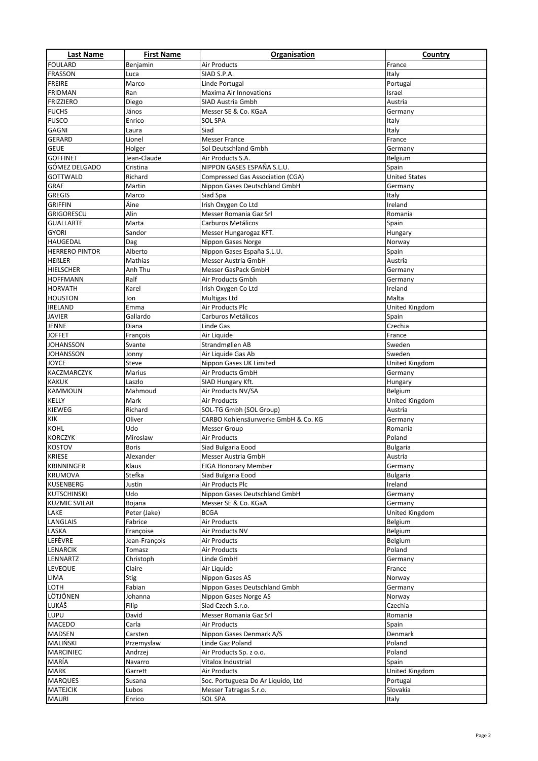| Last Name | First Name | Organisation | Country |
|---|---|---|---|
| FOULARD | Benjamin | Air Products | France |
| FRASSON | Luca | SIAD S.P.A. | Italy |
| FREIRE | Marco | Linde Portugal | Portugal |
| FRIDMAN | Ran | Maxima Air Innovations | Israel |
| FRIZZIERO | Diego | SIAD Austria Gmbh | Austria |
| FUCHS | János | Messer SE & Co. KGaA | Germany |
| FUSCO | Enrico | SOL SPA | Italy |
| GAGNI | Laura | Siad | Italy |
| GERARD | Lionel | Messer France | France |
| GEUE | Holger | Sol Deutschland Gmbh | Germany |
| GOFFINET | Jean-Claude | Air Products S.A. | Belgium |
| GÓMEZ DELGADO | Cristina | NIPPON GASES ESPAÑA S.L.U. | Spain |
| GOTTWALD | Richard | Compressed Gas Association (CGA) | United States |
| GRAF | Martin | Nippon Gases Deutschland GmbH | Germany |
| GREGIS | Marco | Siad Spa | Italy |
| GRIFFIN | Áine | Irish Oxygen Co Ltd | Ireland |
| GRIGORESCU | Alin | Messer Romania Gaz Srl | Romania |
| GUALLARTE | Marta | Carburos Metálicos | Spain |
| GYORI | Sandor | Messer Hungarogaz KFT. | Hungary |
| HAUGEDAL | Dag | Nippon Gases Norge | Norway |
| HERRERO PINTOR | Alberto | Nippon Gases España S.L.U. | Spain |
| HEẞLER | Mathias | Messer Austria GmbH | Austria |
| HIELSCHER | Anh Thu | Messer GasPack GmbH | Germany |
| HOFFMANN | Ralf | Air Products Gmbh | Germany |
| HORVATH | Karel | Irish Oxygen Co Ltd | Ireland |
| HOUSTON | Jon | Multigas Ltd | Malta |
| IRELAND | Emma | Air Products Plc | United Kingdom |
| JAVIER | Gallardo | Carburos Metálicos | Spain |
| JENNE | Diana | Linde Gas | Czechia |
| JOFFET | François | Air Liquide | France |
| JOHANSSON | Svante | Strandmøllen AB | Sweden |
| JOHANSSON | Jonny | Air Liquide Gas Ab | Sweden |
| JOYCE | Steve | Nippon Gases UK Limited | United Kingdom |
| KACZMARCZYK | Marius | Air Products GmbH | Germany |
| KAKUK | Laszlo | SIAD Hungary Kft. | Hungary |
| KAMMOUN | Mahmoud | Air Products NV/SA | Belgium |
| KELLY | Mark | Air Products | United Kingdom |
| KIEWEG | Richard | SOL-TG Gmbh (SOL Group) | Austria |
| KIK | Oliver | CARBO Kohlensäurwerke GmbH & Co. KG | Germany |
| KOHL | Udo | Messer Group | Romania |
| KORCZYK | Miroslaw | Air Products | Poland |
| KOSTOV | Boris | Siad Bulgaria Eood | Bulgaria |
| KRIESE | Alexander | Messer Austria GmbH | Austria |
| KRINNINGER | Klaus | EIGA Honorary Member | Germany |
| KRUMOVA | Stefka | Siad Bulgaria Eood | Bulgaria |
| KUSENBERG | Justin | Air Products Plc | Ireland |
| KUTSCHINSKI | Udo | Nippon Gases Deutschland GmbH | Germany |
| KUZMIC SVILAR | Bojana | Messer SE & Co. KGaA | Germany |
| LAKE | Peter (Jake) | BCGA | United Kingdom |
| LANGLAIS | Fabrice | Air Products | Belgium |
| LASKA | Françoise | Air Products NV | Belgium |
| LEFÈVRE | Jean-François | Air Products | Belgium |
| LENARCIK | Tomasz | Air Products | Poland |
| LENNARTZ | Christoph | Linde GmbH | Germany |
| LEVEQUE | Claire | Air Liquide | France |
| LIMA | Stig | Nippon Gases AS | Norway |
| LOTH | Fabian | Nippon Gases Deutschland Gmbh | Germany |
| LÖTJÖNEN | Johanna | Nippon Gases Norge AS | Norway |
| LUKÁŠ | Filip | Siad Czech S.r.o. | Czechia |
| LUPU | David | Messer Romania Gaz Srl | Romania |
| MACEDO | Carla | Air Products | Spain |
| MADSEN | Carsten | Nippon Gases Denmark A/S | Denmark |
| MALIŃSKI | Przemysław | Linde Gaz Poland | Poland |
| MARCINIEC | Andrzej | Air Products Sp. z o.o. | Poland |
| MARÍA | Navarro | Vitalox Industrial | Spain |
| MARK | Garrett | Air Products | United Kingdom |
| MARQUES | Susana | Soc. Portuguesa Do Ar Liquido, Ltd | Portugal |
| MATEJCIK | Lubos | Messer Tatragas S.r.o. | Slovakia |
| MAURI | Enrico | SOL SPA | Italy |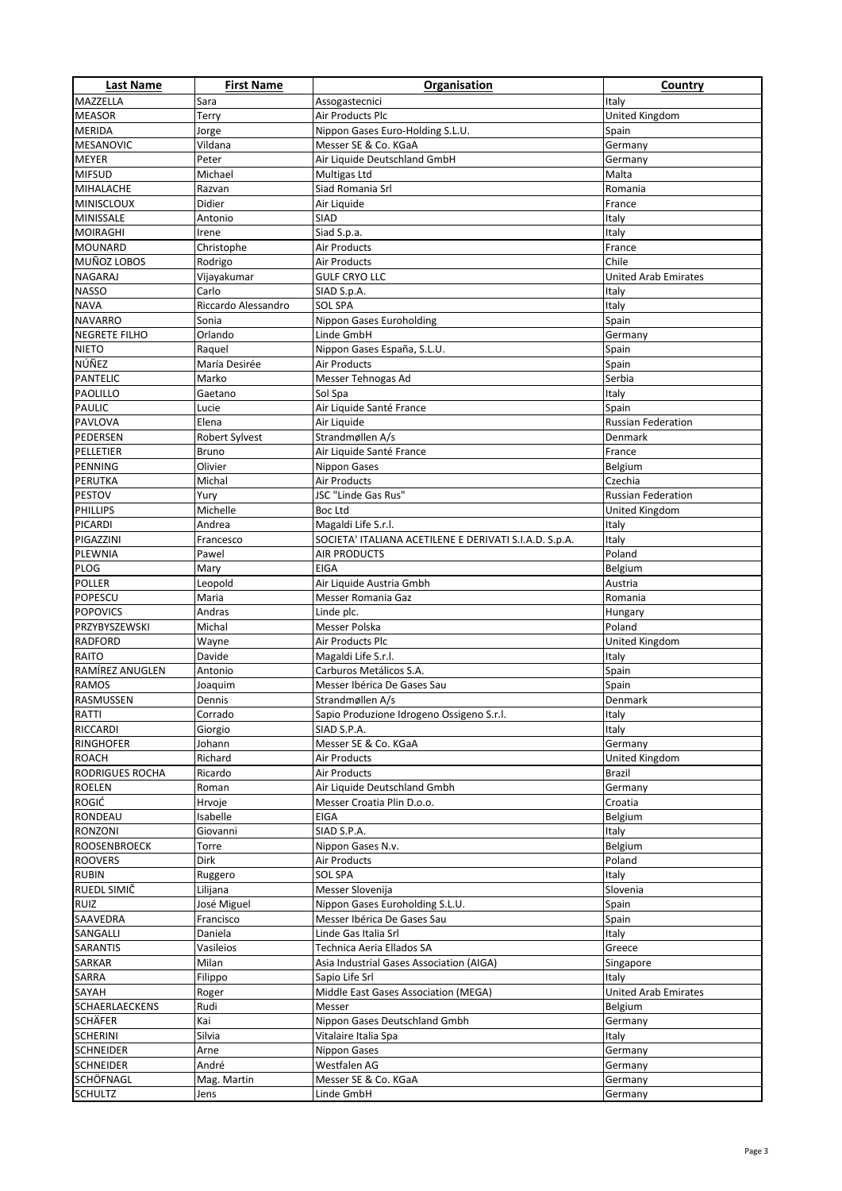| Last Name | First Name | Organisation | Country |
|---|---|---|---|
| MAZZELLA | Sara | Assogastecnici | Italy |
| MEASOR | Terry | Air Products Plc | United Kingdom |
| MERIDA | Jorge | Nippon Gases Euro-Holding S.L.U. | Spain |
| MESANOVIC | Vildana | Messer SE & Co. KGaA | Germany |
| MEYER | Peter | Air Liquide Deutschland GmbH | Germany |
| MIFSUD | Michael | Multigas Ltd | Malta |
| MIHALACHE | Razvan | Siad Romania Srl | Romania |
| MINISCLOUX | Didier | Air Liquide | France |
| MINISSALE | Antonio | SIAD | Italy |
| MOIRAGHI | Irene | Siad S.p.a. | Italy |
| MOUNARD | Christophe | Air Products | France |
| MUÑOZ LOBOS | Rodrigo | Air Products | Chile |
| NAGARAJ | Vijayakumar | GULF CRYO LLC | United Arab Emirates |
| NASSO | Carlo | SIAD S.p.A. | Italy |
| NAVA | Riccardo Alessandro | SOL SPA | Italy |
| NAVARRO | Sonia | Nippon Gases Euroholding | Spain |
| NEGRETE FILHO | Orlando | Linde GmbH | Germany |
| NIETO | Raquel | Nippon Gases España, S.L.U. | Spain |
| NÚÑEZ | María Desirée | Air Products | Spain |
| PANTELIC | Marko | Messer Tehnogas Ad | Serbia |
| PAOLILLO | Gaetano | Sol Spa | Italy |
| PAULIC | Lucie | Air Liquide Santé France | Spain |
| PAVLOVA | Elena | Air Liquide | Russian Federation |
| PEDERSEN | Robert Sylvest | Strandmøllen A/s | Denmark |
| PELLETIER | Bruno | Air Liquide Santé France | France |
| PENNING | Olivier | Nippon Gases | Belgium |
| PERUTKA | Michal | Air Products | Czechia |
| PESTOV | Yury | JSC "Linde Gas Rus" | Russian Federation |
| PHILLIPS | Michelle | Boc Ltd | United Kingdom |
| PICARDI | Andrea | Magaldi Life S.r.l. | Italy |
| PIGAZZINI | Francesco | SOCIETA' ITALIANA ACETILENE E DERIVATI S.I.A.D. S.p.A. | Italy |
| PLEWNIA | Pawel | AIR PRODUCTS | Poland |
| PLOG | Mary | EIGA | Belgium |
| POLLER | Leopold | Air Liquide Austria Gmbh | Austria |
| POPESCU | Maria | Messer Romania Gaz | Romania |
| POPOVICS | Andras | Linde plc. | Hungary |
| PRZYBYSZEWSKI | Michal | Messer Polska | Poland |
| RADFORD | Wayne | Air Products Plc | United Kingdom |
| RAITO | Davide | Magaldi Life S.r.l. | Italy |
| RAMÍREZ ANUGLEN | Antonio | Carburos Metálicos S.A. | Spain |
| RAMOS | Joaquim | Messer Ibérica De Gases Sau | Spain |
| RASMUSSEN | Dennis | Strandmøllen A/s | Denmark |
| RATTI | Corrado | Sapio Produzione Idrogeno Ossigeno S.r.l. | Italy |
| RICCARDI | Giorgio | SIAD S.P.A. | Italy |
| RINGHOFER | Johann | Messer SE & Co. KGaA | Germany |
| ROACH | Richard | Air Products | United Kingdom |
| RODRIGUES ROCHA | Ricardo | Air Products | Brazil |
| ROELEN | Roman | Air Liquide Deutschland Gmbh | Germany |
| ROGIĆ | Hrvoje | Messer Croatia Plin D.o.o. | Croatia |
| RONDEAU | Isabelle | EIGA | Belgium |
| RONZONI | Giovanni | SIAD S.P.A. | Italy |
| ROOSENBROECK | Torre | Nippon Gases N.v. | Belgium |
| ROOVERS | Dirk | Air Products | Poland |
| RUBIN | Ruggero | SOL SPA | Italy |
| RUEDL SIMIČ | Lilijana | Messer Slovenija | Slovenia |
| RUIZ | José Miguel | Nippon Gases Euroholding S.L.U. | Spain |
| SAAVEDRA | Francisco | Messer Ibérica De Gases Sau | Spain |
| SANGALLI | Daniela | Linde Gas Italia Srl | Italy |
| SARANTIS | Vasileios | Technica Aeria Ellados SA | Greece |
| SARKAR | Milan | Asia Industrial Gases Association (AIGA) | Singapore |
| SARRA | Filippo | Sapio Life Srl | Italy |
| SAYAH | Roger | Middle East Gases Association (MEGA) | United Arab Emirates |
| SCHAERLAECKENS | Rudi | Messer | Belgium |
| SCHÄFER | Kai | Nippon Gases Deutschland Gmbh | Germany |
| SCHERINI | Silvia | Vitalaire Italia Spa | Italy |
| SCHNEIDER | Arne | Nippon Gases | Germany |
| SCHNEIDER | André | Westfalen AG | Germany |
| SCHÖFNAGL | Mag. Martin | Messer SE & Co. KGaA | Germany |
| SCHULTZ | Jens | Linde GmbH | Germany |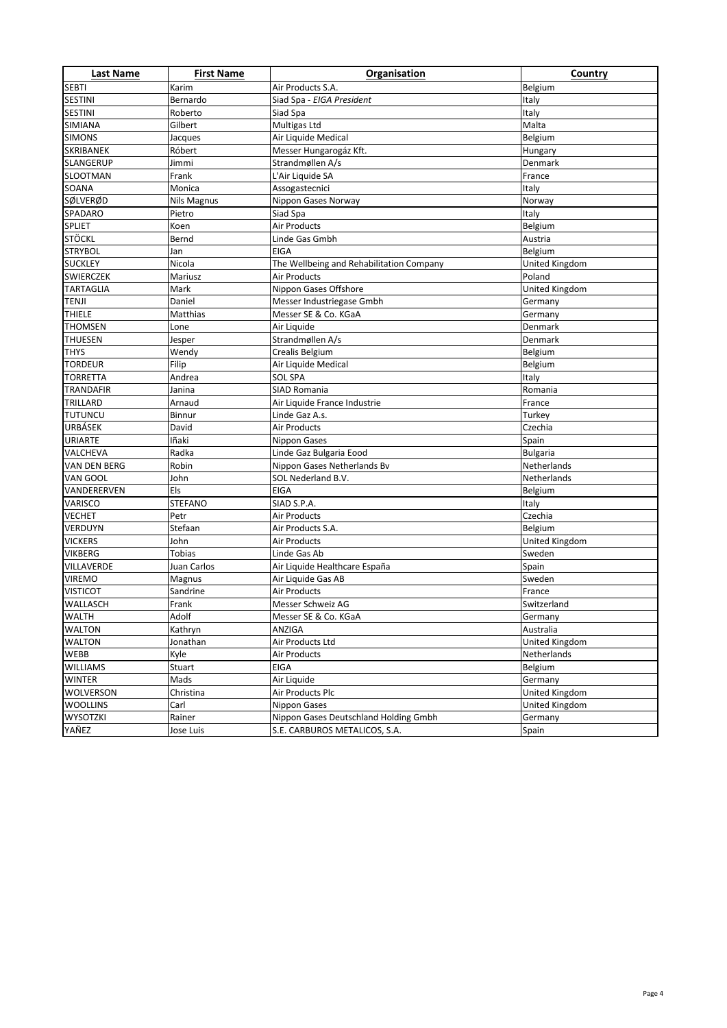| Last Name | First Name | Organisation | Country |
|---|---|---|---|
| SEBTI | Karim | Air Products S.A. | Belgium |
| SESTINI | Bernardo | Siad Spa - *EIGA President* | Italy |
| SESTINI | Roberto | Siad Spa | Italy |
| SIMIANA | Gilbert | Multigas Ltd | Malta |
| SIMONS | Jacques | Air Liquide Medical | Belgium |
| SKRIBANEK | Róbert | Messer Hungarogáz Kft. | Hungary |
| SLANGERUP | Jimmi | Strandmøllen A/s | Denmark |
| SLOOTMAN | Frank | L'Air Liquide SA | France |
| SOANA | Monica | Assogastecnici | Italy |
| SØLVERØD | Nils Magnus | Nippon Gases Norway | Norway |
| SPADARO | Pietro | Siad Spa | Italy |
| SPLIET | Koen | Air Products | Belgium |
| STÖCKL | Bernd | Linde Gas Gmbh | Austria |
| STRYBOL | Jan | EIGA | Belgium |
| SUCKLEY | Nicola | The Wellbeing and Rehabilitation Company | United Kingdom |
| SWIERCZEK | Mariusz | Air Products | Poland |
| TARTAGLIA | Mark | Nippon Gases Offshore | United Kingdom |
| TENJI | Daniel | Messer Industriegase Gmbh | Germany |
| THIELE | Matthias | Messer SE & Co. KGaA | Germany |
| THOMSEN | Lone | Air Liquide | Denmark |
| THUESEN | Jesper | Strandmøllen A/s | Denmark |
| THYS | Wendy | Crealis Belgium | Belgium |
| TORDEUR | Filip | Air Liquide Medical | Belgium |
| TORRETTA | Andrea | SOL SPA | Italy |
| TRANDAFIR | Janina | SIAD Romania | Romania |
| TRILLARD | Arnaud | Air Liquide France Industrie | France |
| TUTUNCU | Binnur | Linde Gaz A.s. | Turkey |
| URBÁSEK | David | Air Products | Czechia |
| URIARTE | Iñaki | Nippon Gases | Spain |
| VALCHEVA | Radka | Linde Gaz Bulgaria Eood | Bulgaria |
| VAN DEN BERG | Robin | Nippon Gases Netherlands Bv | Netherlands |
| VAN GOOL | John | SOL Nederland B.V. | Netherlands |
| VANDERERVEN | Els | EIGA | Belgium |
| VARISCO | STEFANO | SIAD S.P.A. | Italy |
| VECHET | Petr | Air Products | Czechia |
| VERDUYN | Stefaan | Air Products S.A. | Belgium |
| VICKERS | John | Air Products | United Kingdom |
| VIKBERG | Tobias | Linde Gas Ab | Sweden |
| VILLAVERDE | Juan Carlos | Air Liquide Healthcare España | Spain |
| VIREMO | Magnus | Air Liquide Gas AB | Sweden |
| VISTICOT | Sandrine | Air Products | France |
| WALLASCH | Frank | Messer Schweiz AG | Switzerland |
| WALTH | Adolf | Messer SE & Co. KGaA | Germany |
| WALTON | Kathryn | ANZIGA | Australia |
| WALTON | Jonathan | Air Products Ltd | United Kingdom |
| WEBB | Kyle | Air Products | Netherlands |
| WILLIAMS | Stuart | EIGA | Belgium |
| WINTER | Mads | Air Liquide | Germany |
| WOLVERSON | Christina | Air Products Plc | United Kingdom |
| WOOLLINS | Carl | Nippon Gases | United Kingdom |
| WYSOTZKI | Rainer | Nippon Gases Deutschland Holding Gmbh | Germany |
| YAÑEZ | Jose Luis | S.E. CARBUROS METALICOS, S.A. | Spain |